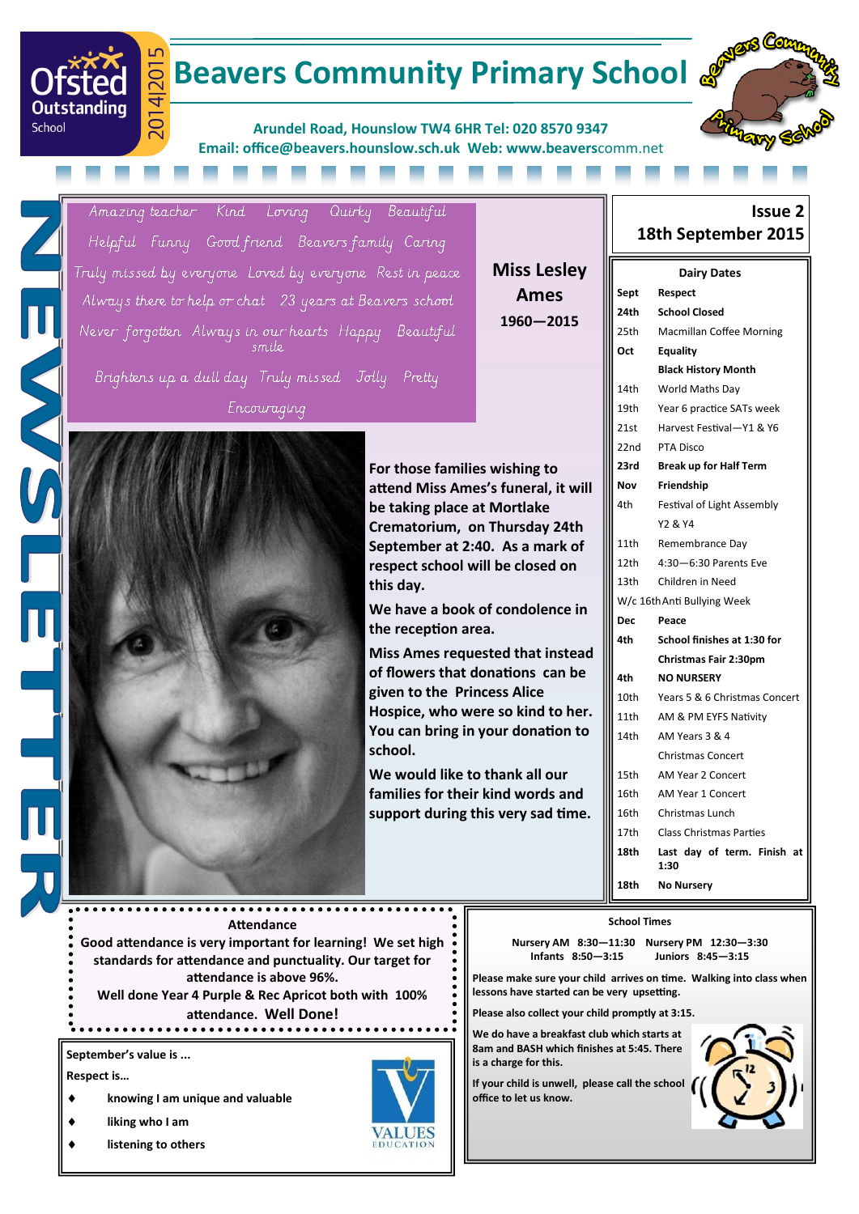# Beavers Community Primary School

Ofsted Outstanding School 2014|2015

**Arundel Road, Hounslow TW4 6HR Tel: 020 8570 9347**
**Email: office@beavers.hounslow.sch.uk Web: www.beaverscomm.net**

NEWSLETTER

**Issue 2**
**18th September 2015**

*Amazing teacher Kind Loving Quirky Beautiful*
*Helpful Funny Good friend Beavers family Caring*
*Truly missed by everyone Loved by everyone Rest in peace*
*Always there to help or chat 23 years at Beavers school*
*Never forgotten Always in our hearts Happy Beautiful smile*
*Brightens up a dull day Truly missed Jolly Pretty*
*Encouraging*

## Miss Lesley Ames

**1960—2015**

**For those families wishing to attend Miss Ames's funeral, it will be taking place at Mortlake Crematorium, on Thursday 24th September at 2:40. As a mark of respect school will be closed on this day.**

**We have a book of condolence in the reception area.**

**Miss Ames requested that instead of flowers that donations can be given to the Princess Alice Hospice, who were so kind to her. You can bring in your donation to school.**

**We would like to thank all our families for their kind words and support during this very sad time.**

## Dairy Dates

| | |
|---|---|
| **Sept** | **Respect** |
| **24th** | **School Closed** |
| 25th | Macmillan Coffee Morning |
| **Oct** | **Equality** |
| | **Black History Month** |
| 14th | World Maths Day |
| 19th | Year 6 practice SATs week |
| 21st | Harvest Festival—Y1 & Y6 |
| 22nd | PTA Disco |
| **23rd** | **Break up for Half Term** |
| **Nov** | **Friendship** |
| 4th | Festival of Light Assembly Y2 & Y4 |
| 11th | Remembrance Day |
| 12th | 4:30—6:30 Parents Eve |
| 13th | Children in Need |
| W/c 16th | Anti Bullying Week |
| **Dec** | **Peace** |
| **4th** | **School finishes at 1:30 for Christmas Fair 2:30pm** |
| **4th** | **NO NURSERY** |
| 10th | Years 5 & 6 Christmas Concert |
| 11th | AM & PM EYFS Nativity |
| 14th | AM Years 3 & 4 Christmas Concert |
| 15th | AM Year 2 Concert |
| 16th | AM Year 1 Concert |
| 16th | Christmas Lunch |
| 17th | Class Christmas Parties |
| **18th** | **Last day of term. Finish at 1:30** |
| **18th** | **No Nursery** |

### Attendance

**Good attendance is very important for learning! We set high standards for attendance and punctuality. Our target for attendance is above 96%.**
**Well done Year 4 Purple & Rec Apricot both with 100% attendance. Well Done!**

### School Times

**Nursery AM 8:30—11:30 Nursery PM 12:30—3:30**
**Infants 8:50—3:15 Juniors 8:45—3:15**

**Please make sure your child arrives on time. Walking into class when lessons have started can be very upsetting.**

**Please also collect your child promptly at 3:15.**

**We do have a breakfast club which starts at 8am and BASH which finishes at 5:45. There is a charge for this.**

**If your child is unwell, please call the school office to let us know.**

**September's value is ...**

**Respect is…**

- **knowing I am unique and valuable**
- **liking who I am**
- **listening to others**

VALUES EDUCATION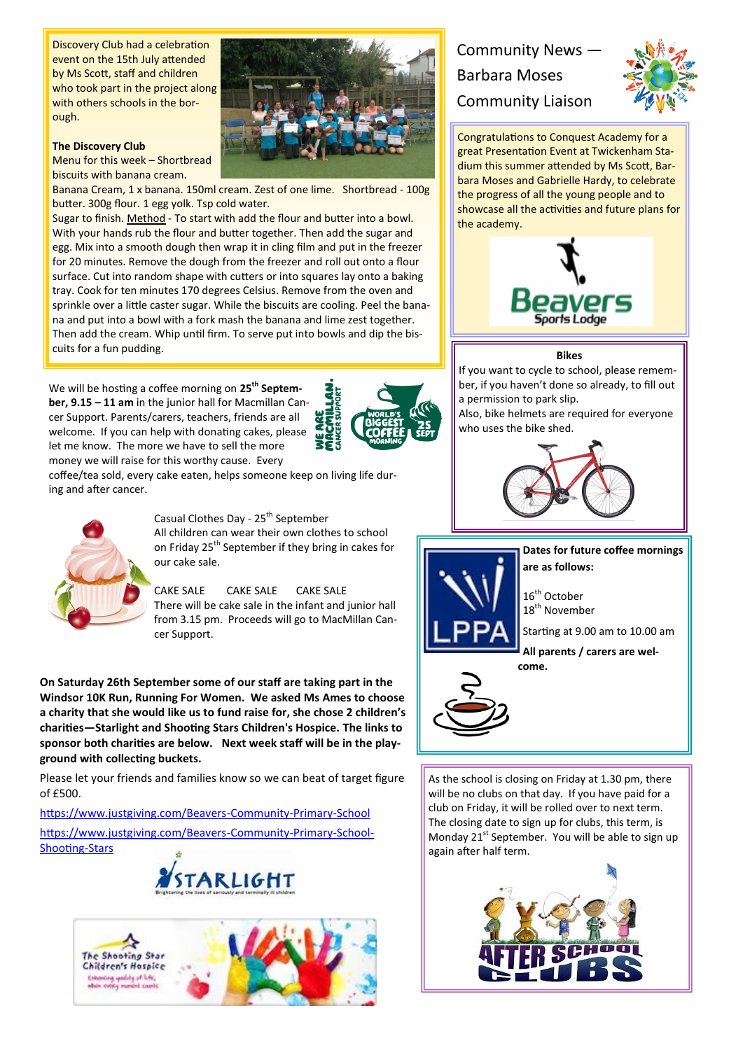Discovery Club had a celebration event on the 15th July attended by Ms Scott, staff and children who took part in the project along with others schools in the borough.

**The Discovery Club**

Menu for this week – Shortbread biscuits with banana cream.

Banana Cream, 1 x banana. 150ml cream. Zest of one lime. Shortbread - 100g butter. 300g flour. 1 egg yolk. Tsp cold water.

Sugar to finish. Method - To start with add the flour and butter into a bowl. With your hands rub the flour and butter together. Then add the sugar and egg. Mix into a smooth dough then wrap it in cling film and put in the freezer for 20 minutes. Remove the dough from the freezer and roll out onto a flour surface. Cut into random shape with cutters or into squares lay onto a baking tray. Cook for ten minutes 170 degrees Celsius. Remove from the oven and sprinkle over a little caster sugar. While the biscuits are cooling. Peel the banana and put into a bowl with a fork mash the banana and lime zest together. Then add the cream. Whip until firm. To serve put into bowls and dip the biscuits for a fun pudding.

We will be hosting a coffee morning on **25th September, 9.15 – 11 am** in the junior hall for Macmillan Cancer Support. Parents/carers, teachers, friends are all welcome. If you can help with donating cakes, please let me know. The more we have to sell the more money we will raise for this worthy cause. Every coffee/tea sold, every cake eaten, helps someone keep on living life during and after cancer.

Casual Clothes Day - 25th September

All children can wear their own clothes to school on Friday 25th September if they bring in cakes for our cake sale.

CAKE SALE CAKE SALE CAKE SALE

There will be cake sale in the infant and junior hall from 3.15 pm. Proceeds will go to MacMillan Cancer Support.

**On Saturday 26th September some of our staff are taking part in the Windsor 10K Run, Running For Women. We asked Ms Ames to choose a charity that she would like us to fund raise for, she chose 2 children's charities—Starlight and Shooting Stars Children's Hospice. The links to sponsor both charities are below. Next week staff will be in the playground with collecting buckets.**

Please let your friends and families know so we can beat of target figure of £500.

https://www.justgiving.com/Beavers-Community-Primary-School

https://www.justgiving.com/Beavers-Community-Primary-School-Shooting-Stars

## Community News — Barbara Moses Community Liaison

Congratulations to Conquest Academy for a great Presentation Event at Twickenham Stadium this summer attended by Ms Scott, Barbara Moses and Gabrielle Hardy, to celebrate the progress of all the young people and to showcase all the activities and future plans for the academy.

**Bikes**

If you want to cycle to school, please remember, if you haven't done so already, to fill out a permission to park slip.

Also, bike helmets are required for everyone who uses the bike shed.

**Dates for future coffee mornings are as follows:**

16th October

18th November

Starting at 9.00 am to 10.00 am

**All parents / carers are welcome.**

As the school is closing on Friday at 1.30 pm, there will be no clubs on that day. If you have paid for a club on Friday, it will be rolled over to next term. The closing date to sign up for clubs, this term, is Monday 21st September. You will be able to sign up again after half term.